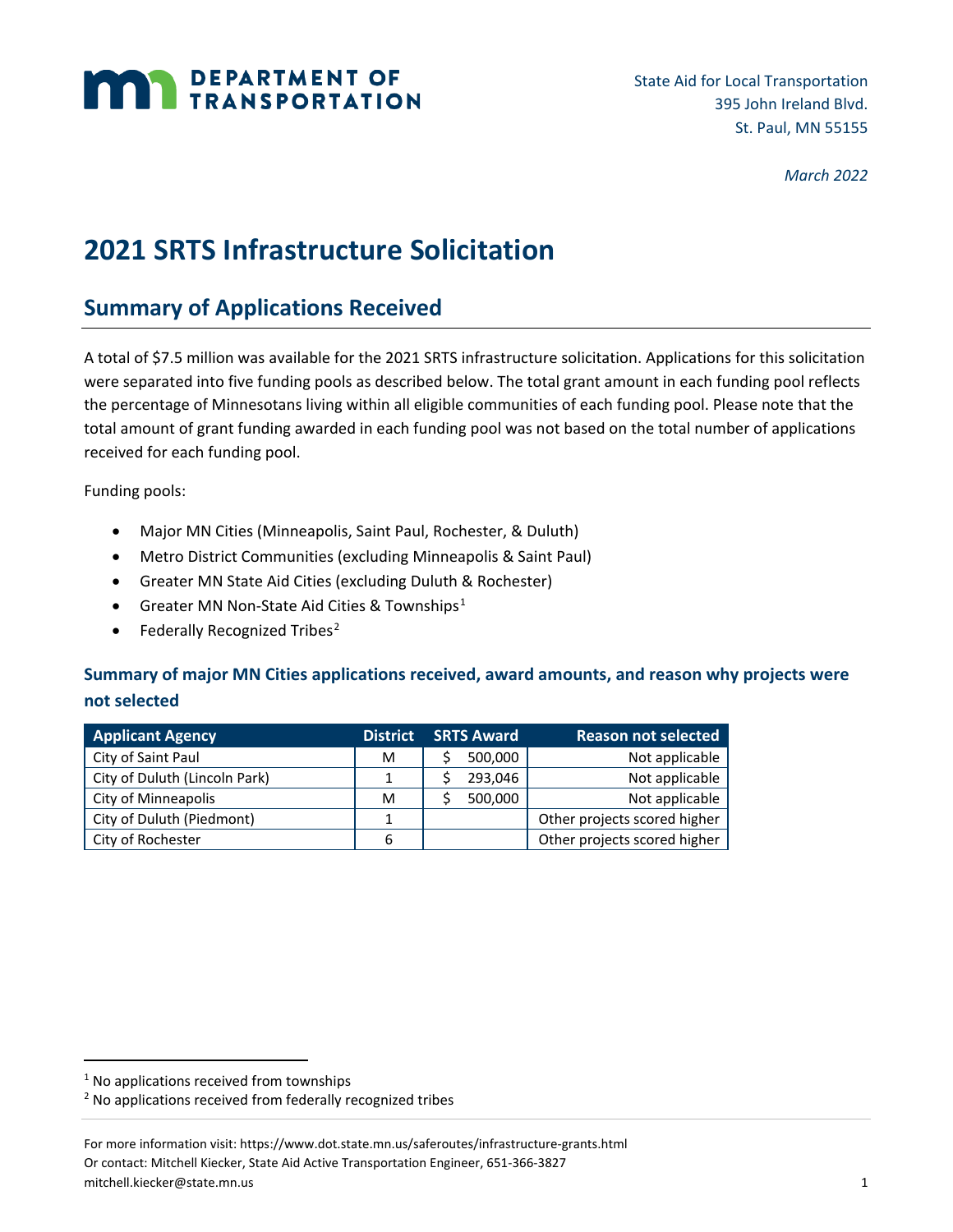DEPARTMENT OF TRANSPORTATION

State Aid for Local Transportation
395 John Ireland Blvd.
St. Paul, MN 55155

*March 2022*

# 2021 SRTS Infrastructure Solicitation

## Summary of Applications Received

A total of $7.5 million was available for the 2021 SRTS infrastructure solicitation. Applications for this solicitation were separated into five funding pools as described below. The total grant amount in each funding pool reflects the percentage of Minnesotans living within all eligible communities of each funding pool. Please note that the total amount of grant funding awarded in each funding pool was not based on the total number of applications received for each funding pool.

Funding pools:

- Major MN Cities (Minneapolis, Saint Paul, Rochester, & Duluth)
- Metro District Communities (excluding Minneapolis & Saint Paul)
- Greater MN State Aid Cities (excluding Duluth & Rochester)
- Greater MN Non-State Aid Cities & Townships[1]
- Federally Recognized Tribes[2]

### Summary of major MN Cities applications received, award amounts, and reason why projects were not selected

| Applicant Agency | District | SRTS Award | Reason not selected |
|---|---|---|---|
| City of Saint Paul | M | $ 500,000 | Not applicable |
| City of Duluth (Lincoln Park) | 1 | $ 293,046 | Not applicable |
| City of Minneapolis | M | $ 500,000 | Not applicable |
| City of Duluth (Piedmont) | 1 | | Other projects scored higher |
| City of Rochester | 6 | | Other projects scored higher |

[1] No applications received from townships

[2] No applications received from federally recognized tribes

For more information visit: https://www.dot.state.mn.us/saferoutes/infrastructure-grants.html
Or contact: Mitchell Kiecker, State Aid Active Transportation Engineer, 651-366-3827
mitchell.kiecker@state.mn.us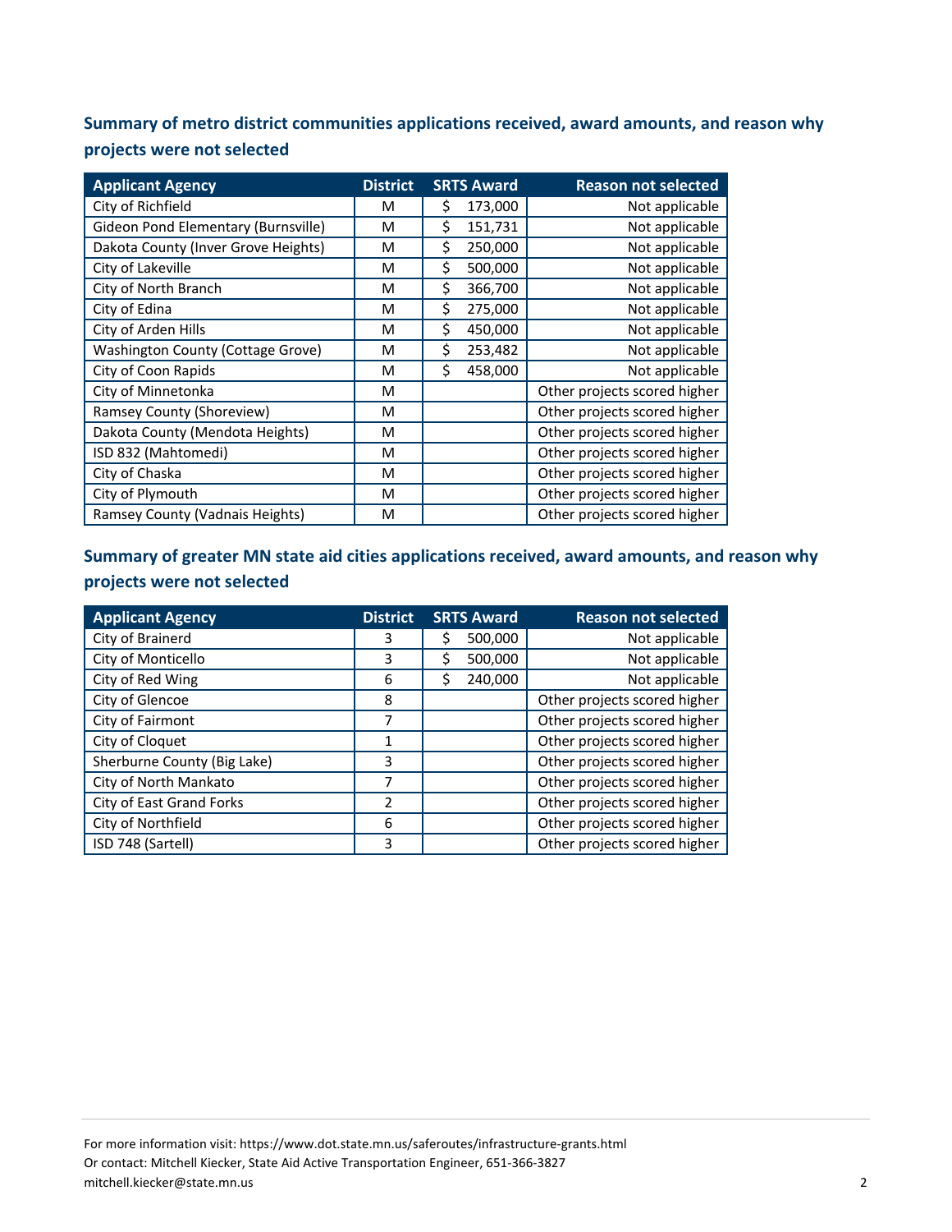### Summary of metro district communities applications received, award amounts, and reason why projects were not selected

| Applicant Agency | District | SRTS Award | Reason not selected |
|---|---|---|---|
| City of Richfield | M | $ 173,000 | Not applicable |
| Gideon Pond Elementary (Burnsville) | M | $ 151,731 | Not applicable |
| Dakota County (Inver Grove Heights) | M | $ 250,000 | Not applicable |
| City of Lakeville | M | $ 500,000 | Not applicable |
| City of North Branch | M | $ 366,700 | Not applicable |
| City of Edina | M | $ 275,000 | Not applicable |
| City of Arden Hills | M | $ 450,000 | Not applicable |
| Washington County (Cottage Grove) | M | $ 253,482 | Not applicable |
| City of Coon Rapids | M | $ 458,000 | Not applicable |
| City of Minnetonka | M | | Other projects scored higher |
| Ramsey County (Shoreview) | M | | Other projects scored higher |
| Dakota County (Mendota Heights) | M | | Other projects scored higher |
| ISD 832 (Mahtomedi) | M | | Other projects scored higher |
| City of Chaska | M | | Other projects scored higher |
| City of Plymouth | M | | Other projects scored higher |
| Ramsey County (Vadnais Heights) | M | | Other projects scored higher |

### Summary of greater MN state aid cities applications received, award amounts, and reason why projects were not selected

| Applicant Agency | District | SRTS Award | Reason not selected |
|---|---|---|---|
| City of Brainerd | 3 | $ 500,000 | Not applicable |
| City of Monticello | 3 | $ 500,000 | Not applicable |
| City of Red Wing | 6 | $ 240,000 | Not applicable |
| City of Glencoe | 8 | | Other projects scored higher |
| City of Fairmont | 7 | | Other projects scored higher |
| City of Cloquet | 1 | | Other projects scored higher |
| Sherburne County (Big Lake) | 3 | | Other projects scored higher |
| City of North Mankato | 7 | | Other projects scored higher |
| City of East Grand Forks | 2 | | Other projects scored higher |
| City of Northfield | 6 | | Other projects scored higher |
| ISD 748 (Sartell) | 3 | | Other projects scored higher |

For more information visit: https://www.dot.state.mn.us/saferoutes/infrastructure-grants.html
Or contact: Mitchell Kiecker, State Aid Active Transportation Engineer, 651-366-3827
mitchell.kiecker@state.mn.us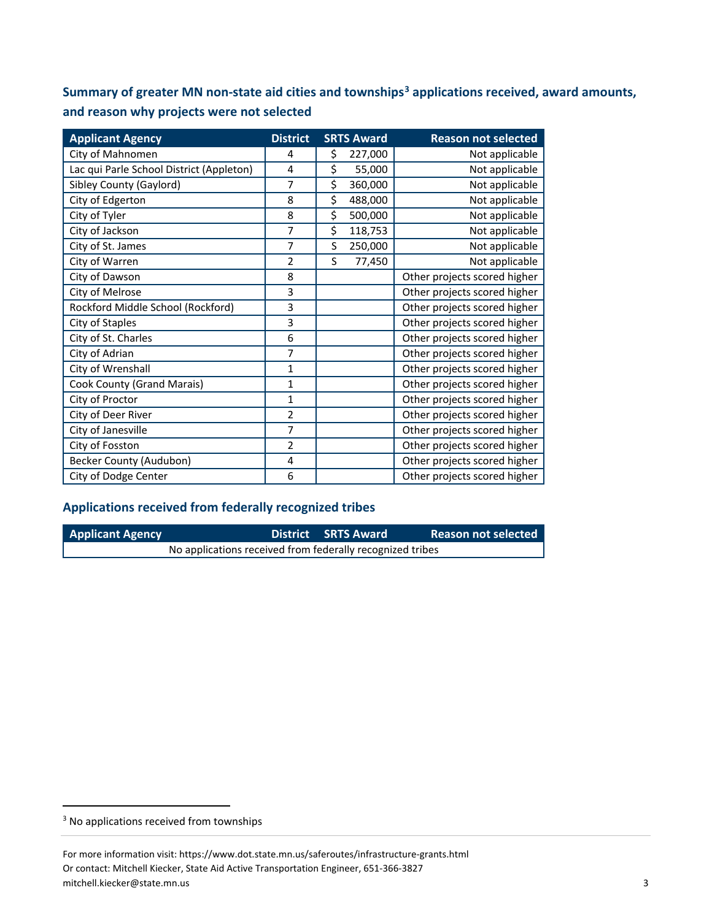### Summary of greater MN non-state aid cities and townships[3] applications received, award amounts, and reason why projects were not selected

| Applicant Agency | District | SRTS Award | Reason not selected |
|---|---|---|---|
| City of Mahnomen | 4 | $ 227,000 | Not applicable |
| Lac qui Parle School District (Appleton) | 4 | $ 55,000 | Not applicable |
| Sibley County (Gaylord) | 7 | $ 360,000 | Not applicable |
| City of Edgerton | 8 | $ 488,000 | Not applicable |
| City of Tyler | 8 | $ 500,000 | Not applicable |
| City of Jackson | 7 | $ 118,753 | Not applicable |
| City of St. James | 7 | $ 250,000 | Not applicable |
| City of Warren | 2 | $ 77,450 | Not applicable |
| City of Dawson | 8 | | Other projects scored higher |
| City of Melrose | 3 | | Other projects scored higher |
| Rockford Middle School (Rockford) | 3 | | Other projects scored higher |
| City of Staples | 3 | | Other projects scored higher |
| City of St. Charles | 6 | | Other projects scored higher |
| City of Adrian | 7 | | Other projects scored higher |
| City of Wrenshall | 1 | | Other projects scored higher |
| Cook County (Grand Marais) | 1 | | Other projects scored higher |
| City of Proctor | 1 | | Other projects scored higher |
| City of Deer River | 2 | | Other projects scored higher |
| City of Janesville | 7 | | Other projects scored higher |
| City of Fosston | 2 | | Other projects scored higher |
| Becker County (Audubon) | 4 | | Other projects scored higher |
| City of Dodge Center | 6 | | Other projects scored higher |

### Applications received from federally recognized tribes

| Applicant Agency | District | SRTS Award | Reason not selected |
|---|---|---|---|
| No applications received from federally recognized tribes | | | |

[3] No applications received from townships

For more information visit: https://www.dot.state.mn.us/saferoutes/infrastructure-grants.html
Or contact: Mitchell Kiecker, State Aid Active Transportation Engineer, 651-366-3827
mitchell.kiecker@state.mn.us